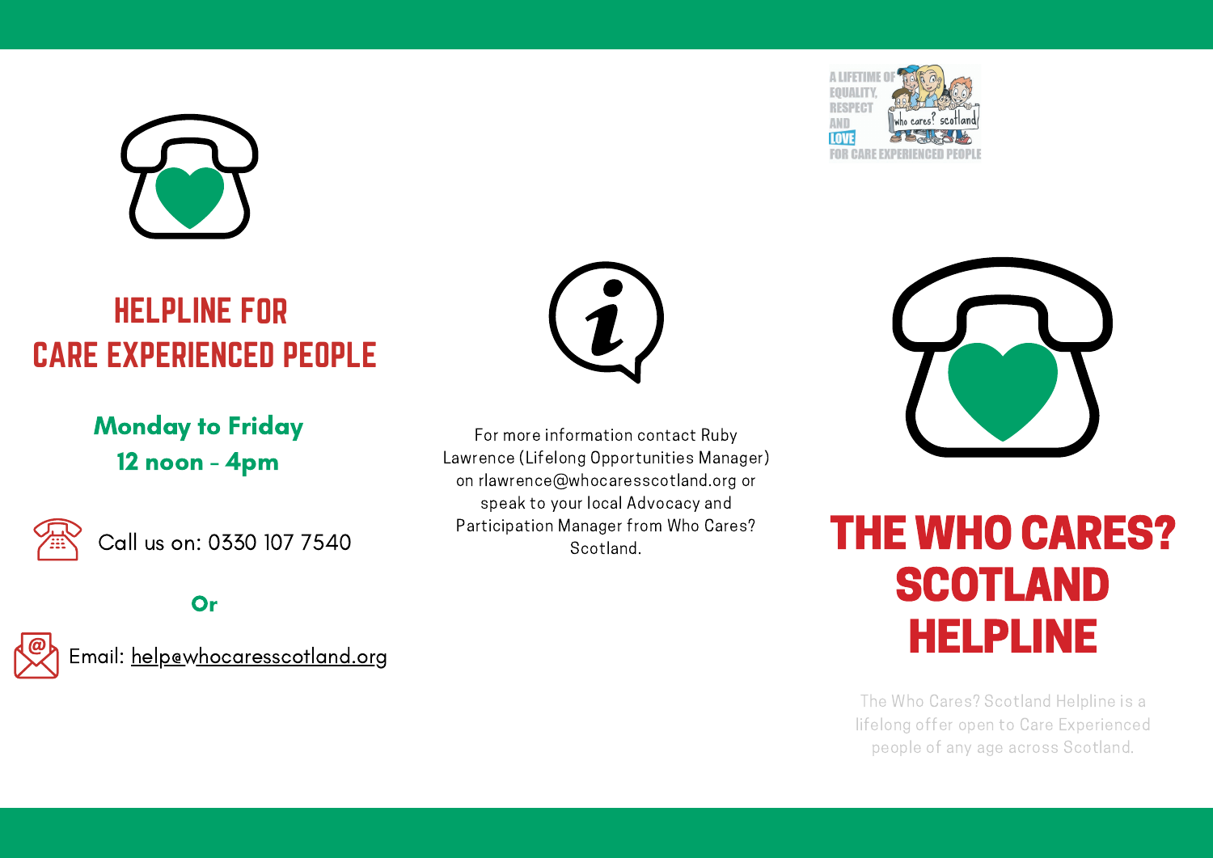A LIFETIME OF EQUALITY, RESPECT AND LOVE FOR CARE EXPERIENCED PEOPLE

# HELPLINE FOR CARE EXPERIENCED PEOPLE

**Monday to Friday**
**12 noon - 4pm**

Call us on: 0330 107 7540

**Or**

Email: help@whocaresscotland.org

For more information contact Ruby Lawrence (Lifelong Opportunities Manager) on rlawrence@whocaresscotland.org or speak to your local Advocacy and Participation Manager from Who Cares? Scotland.

# THE WHO CARES? SCOTLAND HELPLINE

The Who Cares? Scotland Helpline is a lifelong offer open to Care Experienced people of any age across Scotland.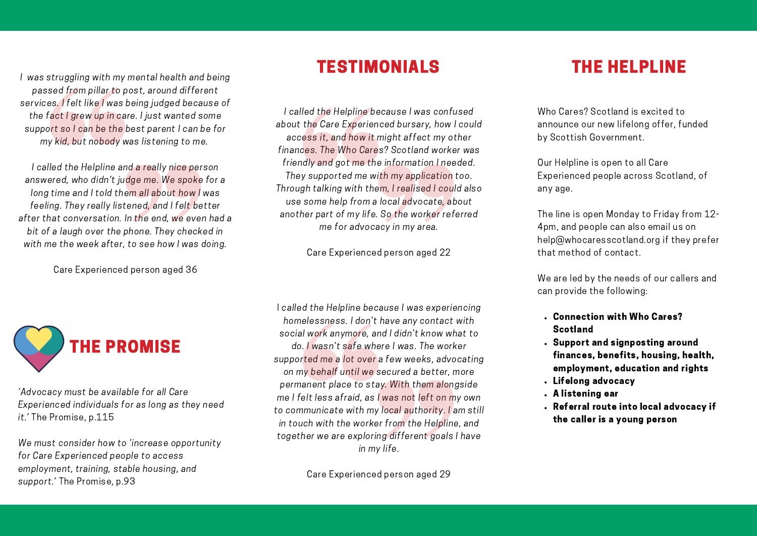*I was struggling with my mental health and being passed from pillar to post, around different services. I felt like I was being judged because of the fact I grew up in care. I just wanted some support so I can be the best parent I can be for my kid, but nobody was listening to me.*

*I called the Helpline and a really nice person answered, who didn't judge me. We spoke for a long time and I told them all about how I was feeling. They really listened, and I felt better after that conversation. In the end, we even had a bit of a laugh over the phone. They checked in with me the week after, to see how I was doing.*

Care Experienced person aged 36

## THE PROMISE

*'Advocacy must be available for all Care Experienced individuals for as long as they need it.'* The Promise, p.115

*We must consider how to 'increase opportunity for Care Experienced people to access employment, training, stable housing, and support.'* The Promise, p.93

## TESTIMONIALS

*I called the Helpline because I was confused about the Care Experienced bursary, how I could access it, and how it might affect my other finances. The Who Cares? Scotland worker was friendly and got me the information I needed. They supported me with my application too. Through talking with them, I realised I could also use some help from a local advocate, about another part of my life. So the worker referred me for advocacy in my area.*

Care Experienced person aged 22

*I called the Helpline because I was experiencing homelessness. I don't have any contact with social work anymore, and I didn't know what to do. I wasn't safe where I was. The worker supported me a lot over a few weeks, advocating on my behalf until we secured a better, more permanent place to stay. With them alongside me I felt less afraid, as I was not left on my own to communicate with my local authority. I am still in touch with the worker from the Helpline, and together we are exploring different goals I have in my life.*

Care Experienced person aged 29

## THE HELPLINE

Who Cares? Scotland is excited to announce our new lifelong offer, funded by Scottish Government.

Our Helpline is open to all Care Experienced people across Scotland, of any age.

The line is open Monday to Friday from 12-4pm, and people can also email us on help@whocaresscotland.org if they prefer that method of contact.

We are led by the needs of our callers and can provide the following:

- **Connection with Who Cares? Scotland**
- **Support and signposting around finances, benefits, housing, health, employment, education and rights**
- **Lifelong advocacy**
- **A listening ear**
- **Referral route into local advocacy if the caller is a young person**